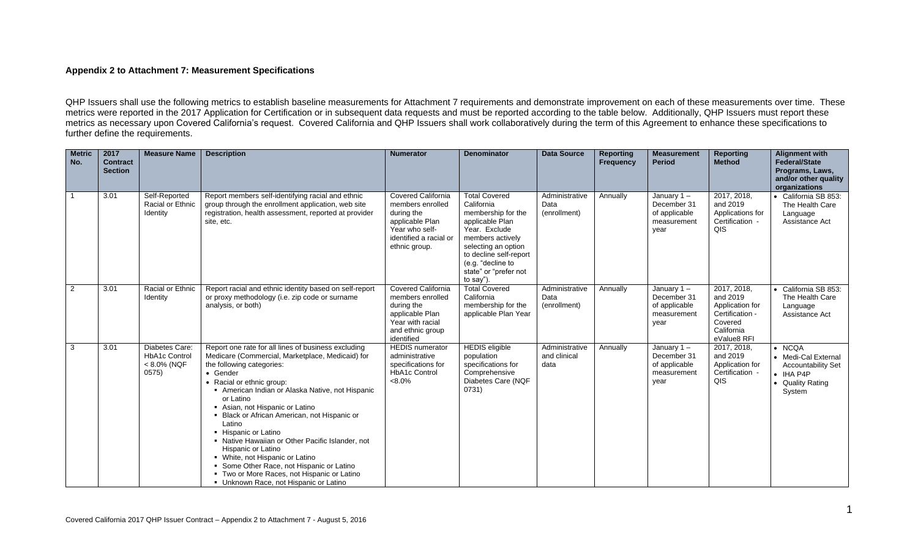**Appendix 2 to Attachment 7: Measurement Specifications**

QHP Issuers shall use the following metrics to establish baseline measurements for Attachment 7 requirements and demonstrate improvement on each of these measurements over time. These metrics were reported in the 2017 Application for Certification or in subsequent data requests and must be reported according to the table below. Additionally, QHP Issuers must report these metrics as necessary upon Covered California's request. Covered California and QHP Issuers shall work collaboratively during the term of this Agreement to enhance these specifications to further define the requirements.

| Metric No. | 2017 Contract Section | Measure Name | Description | Numerator | Denominator | Data Source | Reporting Frequency | Measurement Period | Reporting Method | Alignment with Federal/State Programs, Laws, and/or other quality organizations |
|---|---|---|---|---|---|---|---|---|---|---|
| 1 | 3.01 | Self-Reported Racial or Ethnic Identity | Report members self-identifying racial and ethnic group through the enrollment application, web site registration, health assessment, reported at provider site, etc. | Covered California members enrolled during the applicable Plan Year who self-identified a racial or ethnic group. | Total Covered California membership for the applicable Plan Year. Exclude members actively selecting an option to decline self-report (e.g. "decline to state" or "prefer not to say"). | Administrative Data (enrollment) | Annually | January 1 – December 31 of applicable measurement year | 2017, 2018, and 2019 Applications for Certification - QIS | • California SB 853: The Health Care Language Assistance Act |
| 2 | 3.01 | Racial or Ethnic Identity | Report racial and ethnic identity based on self-report or proxy methodology (i.e. zip code or surname analysis, or both) | Covered California members enrolled during the applicable Plan Year with racial and ethnic group identified | Total Covered California membership for the applicable Plan Year | Administrative Data (enrollment) | Annually | January 1 – December 31 of applicable measurement year | 2017, 2018, and 2019 Application for Certification - Covered California eValue8 RFI | • California SB 853: The Health Care Language Assistance Act |
| 3 | 3.01 | Diabetes Care: HbA1c Control < 8.0% (NQF 0575) | Report one rate for all lines of business excluding Medicare (Commercial, Marketplace, Medicaid) for the following categories:<br>• Gender<br>• Racial or ethnic group:<br>▪ American Indian or Alaska Native, not Hispanic or Latino<br>▪ Asian, not Hispanic or Latino<br>▪ Black or African American, not Hispanic or Latino<br>▪ Hispanic or Latino<br>▪ Native Hawaiian or Other Pacific Islander, not Hispanic or Latino<br>▪ White, not Hispanic or Latino<br>▪ Some Other Race, not Hispanic or Latino<br>▪ Two or More Races, not Hispanic or Latino<br>▪ Unknown Race, not Hispanic or Latino | HEDIS numerator administrative specifications for HbA1c Control <8.0% | HEDIS eligible population specifications for Comprehensive Diabetes Care (NQF 0731) | Administrative and clinical data | Annually | January 1 – December 31 of applicable measurement year | 2017, 2018, and 2019 Application for Certification - QIS | • NCQA<br>• Medi-Cal External Accountability Set<br>• IHA P4P<br>• Quality Rating System |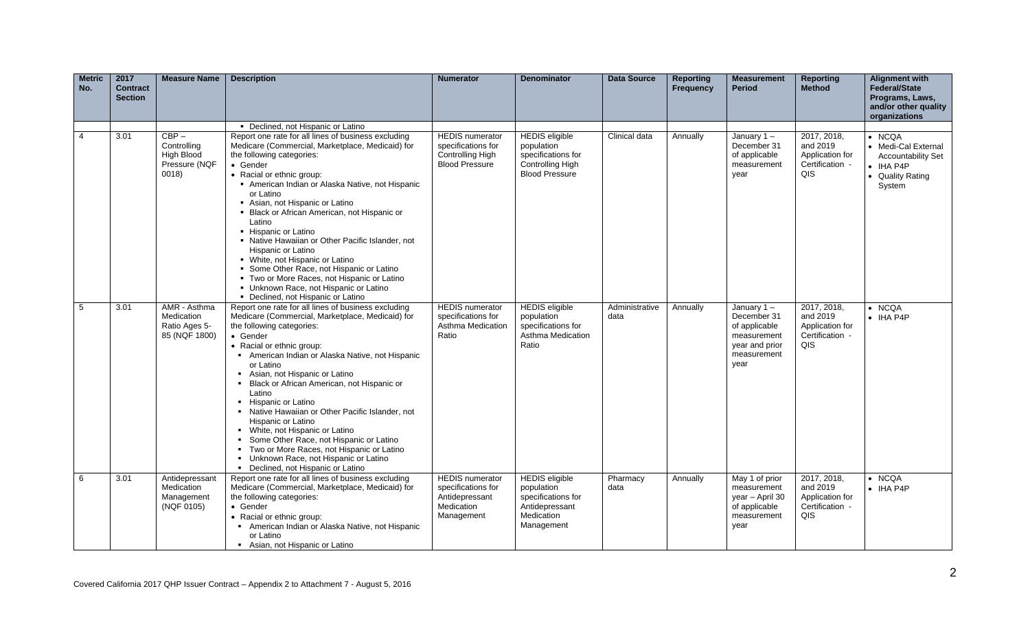| Metric No. | 2017 Contract Section | Measure Name | Description | Numerator | Denominator | Data Source | Reporting Frequency | Measurement Period | Reporting Method | Alignment with Federal/State Programs, Laws, and/or other quality organizations |
|---|---|---|---|---|---|---|---|---|---|---|
| | | | ▪ Declined, not Hispanic or Latino | | | | | | | |
| 4 | 3.01 | CBP – Controlling High Blood Pressure (NQF 0018) | Report one rate for all lines of business excluding Medicare (Commercial, Marketplace, Medicaid) for the following categories:<br>• Gender<br>• Racial or ethnic group:<br>▪ American Indian or Alaska Native, not Hispanic or Latino<br>▪ Asian, not Hispanic or Latino<br>▪ Black or African American, not Hispanic or Latino<br>▪ Hispanic or Latino<br>▪ Native Hawaiian or Other Pacific Islander, not Hispanic or Latino<br>▪ White, not Hispanic or Latino<br>▪ Some Other Race, not Hispanic or Latino<br>▪ Two or More Races, not Hispanic or Latino<br>▪ Unknown Race, not Hispanic or Latino<br>▪ Declined, not Hispanic or Latino | HEDIS numerator specifications for Controlling High Blood Pressure | HEDIS eligible population specifications for Controlling High Blood Pressure | Clinical data | Annually | January 1 – December 31 of applicable measurement year | 2017, 2018, and 2019 Application for Certification - QIS | • NCQA<br>• Medi-Cal External Accountability Set<br>• IHA P4P<br>• Quality Rating System |
| 5 | 3.01 | AMR - Asthma Medication Ratio Ages 5-85 (NQF 1800) | Report one rate for all lines of business excluding Medicare (Commercial, Marketplace, Medicaid) for the following categories:<br>• Gender<br>• Racial or ethnic group:<br>▪ American Indian or Alaska Native, not Hispanic or Latino<br>▪ Asian, not Hispanic or Latino<br>▪ Black or African American, not Hispanic or Latino<br>▪ Hispanic or Latino<br>▪ Native Hawaiian or Other Pacific Islander, not Hispanic or Latino<br>▪ White, not Hispanic or Latino<br>▪ Some Other Race, not Hispanic or Latino<br>▪ Two or More Races, not Hispanic or Latino<br>▪ Unknown Race, not Hispanic or Latino<br>▪ Declined, not Hispanic or Latino | HEDIS numerator specifications for Asthma Medication Ratio | HEDIS eligible population specifications for Asthma Medication Ratio | Administrative data | Annually | January 1 – December 31 of applicable measurement year and prior measurement year | 2017, 2018, and 2019 Application for Certification - QIS | • NCQA<br>• IHA P4P |
| 6 | 3.01 | Antidepressant Medication Management (NQF 0105) | Report one rate for all lines of business excluding Medicare (Commercial, Marketplace, Medicaid) for the following categories:<br>• Gender<br>• Racial or ethnic group:<br>▪ American Indian or Alaska Native, not Hispanic or Latino<br>▪ Asian, not Hispanic or Latino | HEDIS numerator specifications for Antidepressant Medication Management | HEDIS eligible population specifications for Antidepressant Medication Management | Pharmacy data | Annually | May 1 of prior measurement year – April 30 of applicable measurement year | 2017, 2018, and 2019 Application for Certification - QIS | • NCQA<br>• IHA P4P |

Covered California 2017 QHP Issuer Contract – Appendix 2 to Attachment 7 - August 5, 2016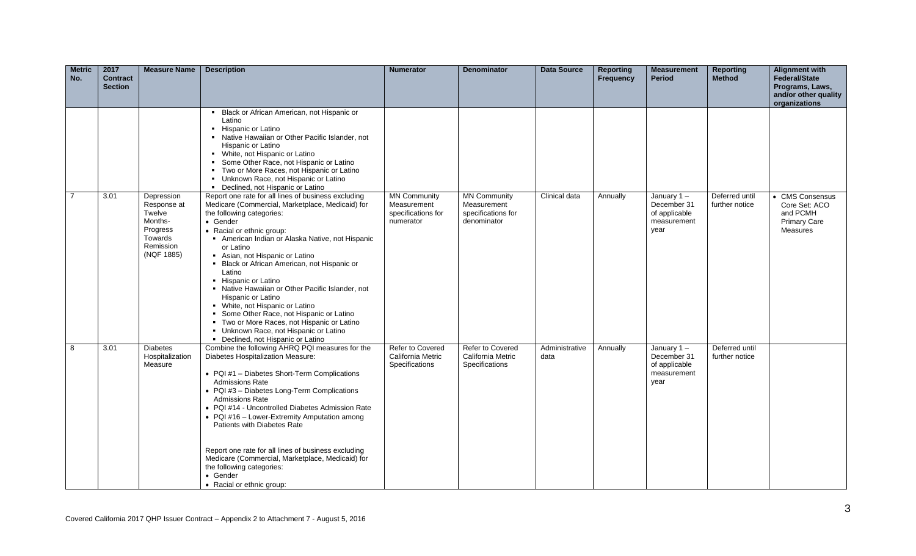| Metric No. | 2017 Contract Section | Measure Name | Description | Numerator | Denominator | Data Source | Reporting Frequency | Measurement Period | Reporting Method | Alignment with Federal/State Programs, Laws, and/or other quality organizations |
|---|---|---|---|---|---|---|---|---|---|---|
| | | | ▪ Black or African American, not Hispanic or Latino<br>▪ Hispanic or Latino<br>▪ Native Hawaiian or Other Pacific Islander, not Hispanic or Latino<br>▪ White, not Hispanic or Latino<br>▪ Some Other Race, not Hispanic or Latino<br>▪ Two or More Races, not Hispanic or Latino<br>▪ Unknown Race, not Hispanic or Latino<br>▪ Declined, not Hispanic or Latino | | | | | | | |
| 7 | 3.01 | Depression Response at Twelve Months- Progress Towards Remission (NQF 1885) | Report one rate for all lines of business excluding Medicare (Commercial, Marketplace, Medicaid) for the following categories:<br>• Gender<br>• Racial or ethnic group:<br>▪ American Indian or Alaska Native, not Hispanic or Latino<br>▪ Asian, not Hispanic or Latino<br>▪ Black or African American, not Hispanic or Latino<br>▪ Hispanic or Latino<br>▪ Native Hawaiian or Other Pacific Islander, not Hispanic or Latino<br>▪ White, not Hispanic or Latino<br>▪ Some Other Race, not Hispanic or Latino<br>▪ Two or More Races, not Hispanic or Latino<br>▪ Unknown Race, not Hispanic or Latino<br>▪ Declined, not Hispanic or Latino | MN Community Measurement specifications for numerator | MN Community Measurement specifications for denominator | Clinical data | Annually | January 1 – December 31 of applicable measurement year | Deferred until further notice | • CMS Consensus Core Set: ACO and PCMH Primary Care Measures |
| 8 | 3.01 | Diabetes Hospitalization Measure | Combine the following AHRQ PQI measures for the Diabetes Hospitalization Measure:<br>• PQI #1 – Diabetes Short-Term Complications Admissions Rate<br>• PQI #3 – Diabetes Long-Term Complications Admissions Rate<br>• PQI #14 - Uncontrolled Diabetes Admission Rate<br>• PQI #16 – Lower-Extremity Amputation among Patients with Diabetes Rate<br><br>Report one rate for all lines of business excluding Medicare (Commercial, Marketplace, Medicaid) for the following categories:<br>• Gender<br>• Racial or ethnic group: | Refer to Covered California Metric Specifications | Refer to Covered California Metric Specifications | Administrative data | Annually | January 1 – December 31 of applicable measurement year | Deferred until further notice | |

Covered California 2017 QHP Issuer Contract – Appendix 2 to Attachment 7 - August 5, 2016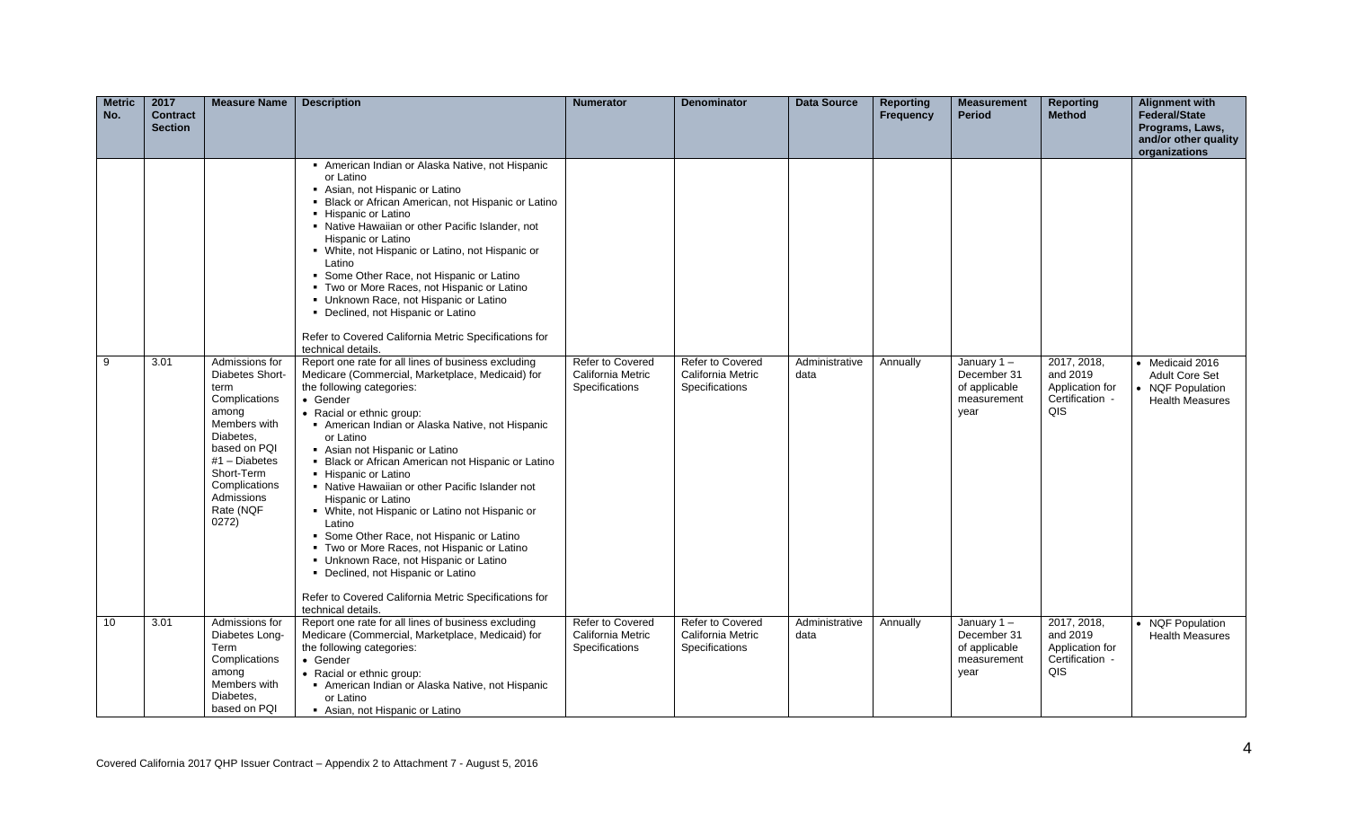| Metric No. | 2017 Contract Section | Measure Name | Description | Numerator | Denominator | Data Source | Reporting Frequency | Measurement Period | Reporting Method | Alignment with Federal/State Programs, Laws, and/or other quality organizations |
|---|---|---|---|---|---|---|---|---|---|---|
| | | | ▪ American Indian or Alaska Native, not Hispanic or Latino<br>▪ Asian, not Hispanic or Latino<br>▪ Black or African American, not Hispanic or Latino<br>▪ Hispanic or Latino<br>▪ Native Hawaiian or other Pacific Islander, not Hispanic or Latino<br>▪ White, not Hispanic or Latino, not Hispanic or Latino<br>▪ Some Other Race, not Hispanic or Latino<br>▪ Two or More Races, not Hispanic or Latino<br>▪ Unknown Race, not Hispanic or Latino<br>▪ Declined, not Hispanic or Latino<br><br>Refer to Covered California Metric Specifications for technical details. | | | | | | | |
| 9 | 3.01 | Admissions for Diabetes Short-term Complications among Members with Diabetes, based on PQI #1 – Diabetes Short-Term Complications Admissions Rate (NQF 0272) | Report one rate for all lines of business excluding Medicare (Commercial, Marketplace, Medicaid) for the following categories:<br>• Gender<br>• Racial or ethnic group:<br>▪ American Indian or Alaska Native, not Hispanic or Latino<br>▪ Asian not Hispanic or Latino<br>▪ Black or African American not Hispanic or Latino<br>▪ Hispanic or Latino<br>▪ Native Hawaiian or other Pacific Islander not Hispanic or Latino<br>▪ White, not Hispanic or Latino not Hispanic or Latino<br>▪ Some Other Race, not Hispanic or Latino<br>▪ Two or More Races, not Hispanic or Latino<br>▪ Unknown Race, not Hispanic or Latino<br>▪ Declined, not Hispanic or Latino<br><br>Refer to Covered California Metric Specifications for technical details. | Refer to Covered California Metric Specifications | Refer to Covered California Metric Specifications | Administrative data | Annually | January 1 – December 31 of applicable measurement year | 2017, 2018, and 2019 Application for Certification - QIS | • Medicaid 2016 Adult Core Set<br>• NQF Population Health Measures |
| 10 | 3.01 | Admissions for Diabetes Long-Term Complications among Members with Diabetes, based on PQI | Report one rate for all lines of business excluding Medicare (Commercial, Marketplace, Medicaid) for the following categories:<br>• Gender<br>• Racial or ethnic group:<br>▪ American Indian or Alaska Native, not Hispanic or Latino<br>▪ Asian, not Hispanic or Latino | Refer to Covered California Metric Specifications | Refer to Covered California Metric Specifications | Administrative data | Annually | January 1 – December 31 of applicable measurement year | 2017, 2018, and 2019 Application for Certification - QIS | • NQF Population Health Measures |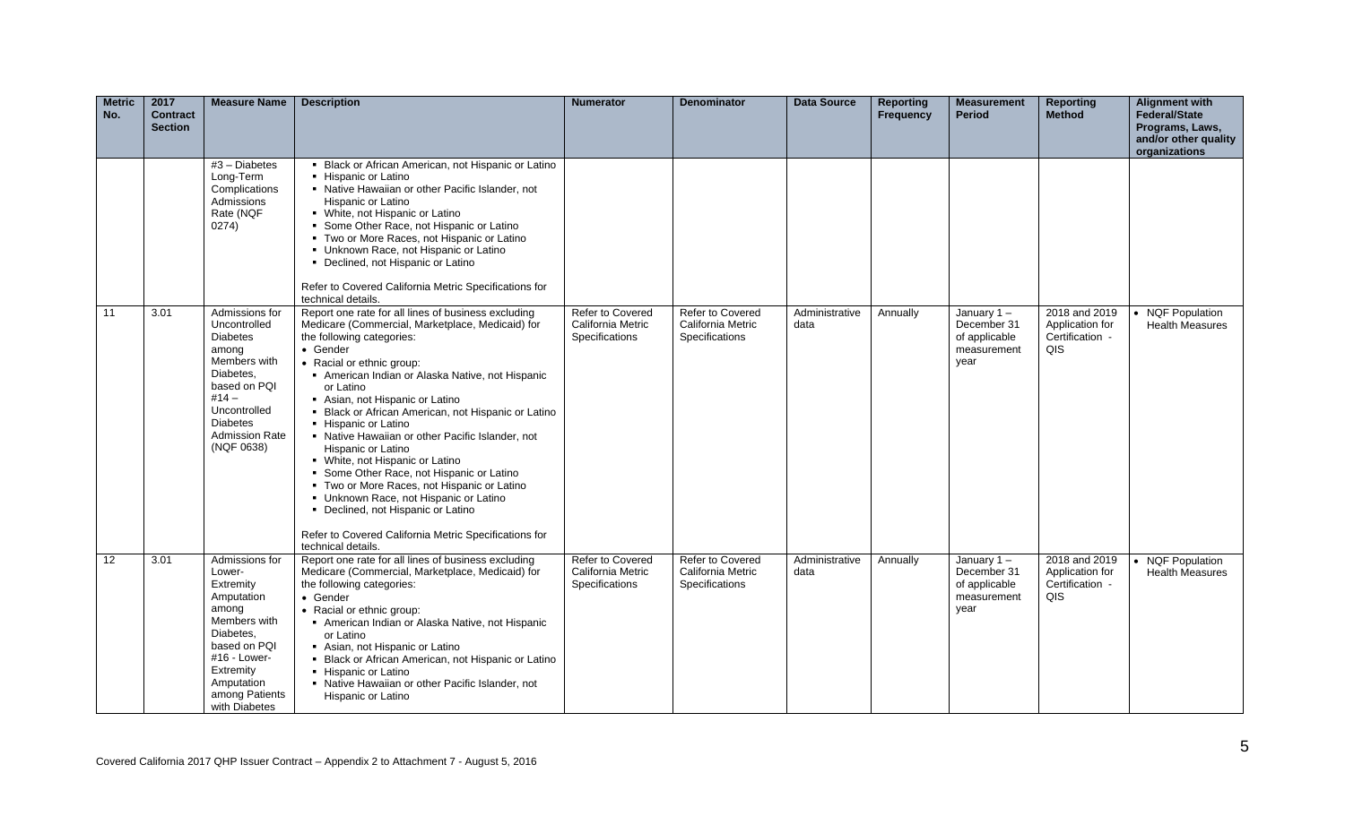| Metric No. | 2017 Contract Section | Measure Name | Description | Numerator | Denominator | Data Source | Reporting Frequency | Measurement Period | Reporting Method | Alignment with Federal/State Programs, Laws, and/or other quality organizations |
|---|---|---|---|---|---|---|---|---|---|---|
| | | #3 – Diabetes Long-Term Complications Admissions Rate (NQF 0274) | ▪ Black or African American, not Hispanic or Latino<br>▪ Hispanic or Latino<br>▪ Native Hawaiian or other Pacific Islander, not Hispanic or Latino<br>▪ White, not Hispanic or Latino<br>▪ Some Other Race, not Hispanic or Latino<br>▪ Two or More Races, not Hispanic or Latino<br>▪ Unknown Race, not Hispanic or Latino<br>▪ Declined, not Hispanic or Latino<br><br>Refer to Covered California Metric Specifications for technical details. | | | | | | | |
| 11 | 3.01 | Admissions for Uncontrolled Diabetes among Members with Diabetes, based on PQI #14 – Uncontrolled Diabetes Admission Rate (NQF 0638) | Report one rate for all lines of business excluding Medicare (Commercial, Marketplace, Medicaid) for the following categories:<br>• Gender<br>• Racial or ethnic group:<br>▪ American Indian or Alaska Native, not Hispanic or Latino<br>▪ Asian, not Hispanic or Latino<br>▪ Black or African American, not Hispanic or Latino<br>▪ Hispanic or Latino<br>▪ Native Hawaiian or other Pacific Islander, not Hispanic or Latino<br>▪ White, not Hispanic or Latino<br>▪ Some Other Race, not Hispanic or Latino<br>▪ Two or More Races, not Hispanic or Latino<br>▪ Unknown Race, not Hispanic or Latino<br>▪ Declined, not Hispanic or Latino<br><br>Refer to Covered California Metric Specifications for technical details. | Refer to Covered California Metric Specifications | Refer to Covered California Metric Specifications | Administrative data | Annually | January 1 – December 31 of applicable measurement year | 2018 and 2019 Application for Certification - QIS | • NQF Population Health Measures |
| 12 | 3.01 | Admissions for Lower-Extremity Amputation among Members with Diabetes, based on PQI #16 - Lower-Extremity Amputation among Patients with Diabetes | Report one rate for all lines of business excluding Medicare (Commercial, Marketplace, Medicaid) for the following categories:<br>• Gender<br>• Racial or ethnic group:<br>▪ American Indian or Alaska Native, not Hispanic or Latino<br>▪ Asian, not Hispanic or Latino<br>▪ Black or African American, not Hispanic or Latino<br>▪ Hispanic or Latino<br>▪ Native Hawaiian or other Pacific Islander, not Hispanic or Latino | Refer to Covered California Metric Specifications | Refer to Covered California Metric Specifications | Administrative data | Annually | January 1 – December 31 of applicable measurement year | 2018 and 2019 Application for Certification - QIS | • NQF Population Health Measures |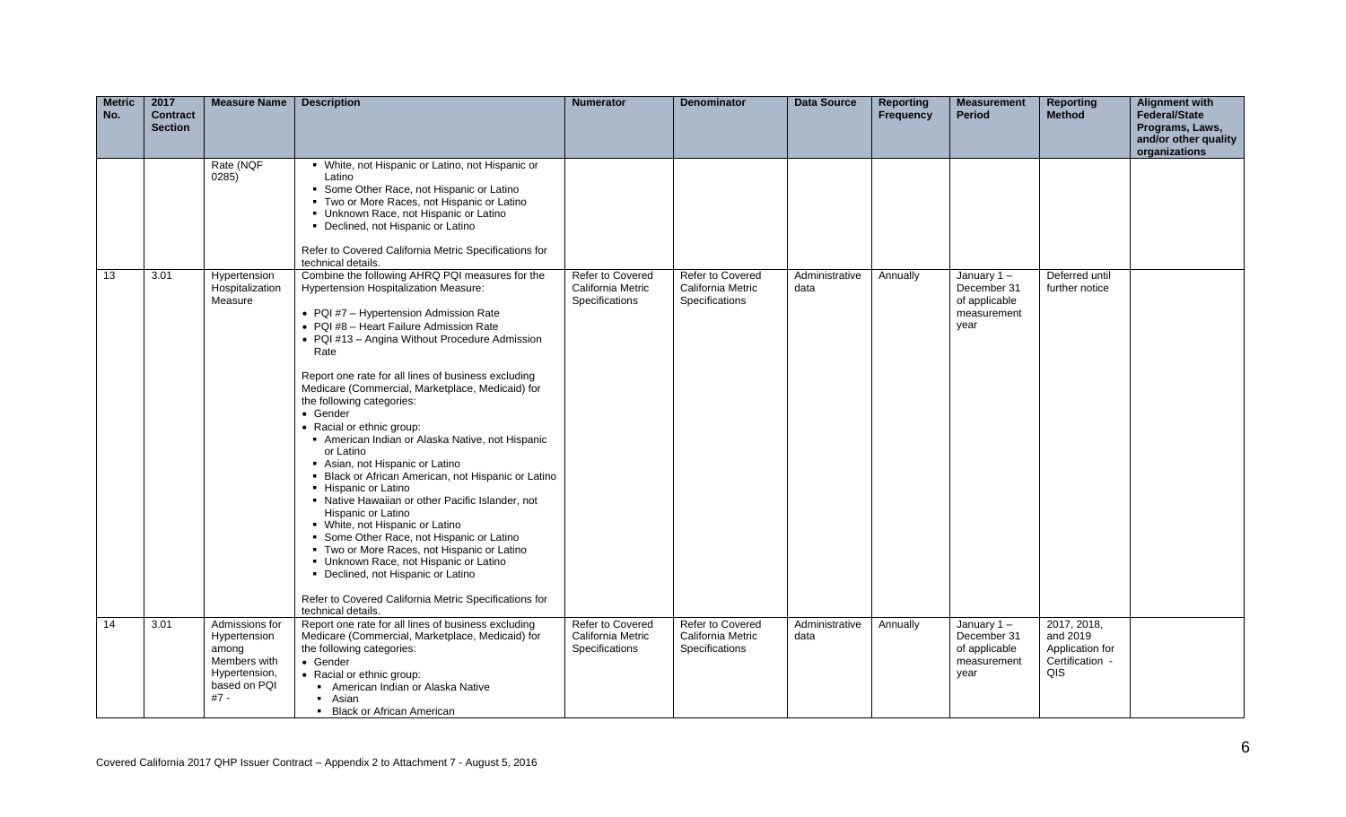| Metric No. | 2017 Contract Section | Measure Name | Description | Numerator | Denominator | Data Source | Reporting Frequency | Measurement Period | Reporting Method | Alignment with Federal/State Programs, Laws, and/or other quality organizations |
|---|---|---|---|---|---|---|---|---|---|---|
| | | Rate (NQF 0285) | ▪ White, not Hispanic or Latino, not Hispanic or Latino<br>▪ Some Other Race, not Hispanic or Latino<br>▪ Two or More Races, not Hispanic or Latino<br>▪ Unknown Race, not Hispanic or Latino<br>▪ Declined, not Hispanic or Latino<br><br>Refer to Covered California Metric Specifications for technical details. | | | | | | | |
| 13 | 3.01 | Hypertension Hospitalization Measure | Combine the following AHRQ PQI measures for the Hypertension Hospitalization Measure:<br><br>• PQI #7 – Hypertension Admission Rate<br>• PQI #8 – Heart Failure Admission Rate<br>• PQI #13 – Angina Without Procedure Admission Rate<br><br>Report one rate for all lines of business excluding Medicare (Commercial, Marketplace, Medicaid) for the following categories:<br>• Gender<br>• Racial or ethnic group:<br>▪ American Indian or Alaska Native, not Hispanic or Latino<br>▪ Asian, not Hispanic or Latino<br>▪ Black or African American, not Hispanic or Latino<br>▪ Hispanic or Latino<br>▪ Native Hawaiian or other Pacific Islander, not Hispanic or Latino<br>▪ White, not Hispanic or Latino<br>▪ Some Other Race, not Hispanic or Latino<br>▪ Two or More Races, not Hispanic or Latino<br>▪ Unknown Race, not Hispanic or Latino<br>▪ Declined, not Hispanic or Latino<br><br>Refer to Covered California Metric Specifications for technical details. | Refer to Covered California Metric Specifications | Refer to Covered California Metric Specifications | Administrative data | Annually | January 1 – December 31 of applicable measurement year | Deferred until further notice | |
| 14 | 3.01 | Admissions for Hypertension among Members with Hypertension, based on PQI #7 - | Report one rate for all lines of business excluding Medicare (Commercial, Marketplace, Medicaid) for the following categories:<br>• Gender<br>• Racial or ethnic group:<br>▪ American Indian or Alaska Native<br>▪ Asian<br>▪ Black or African American | Refer to Covered California Metric Specifications | Refer to Covered California Metric Specifications | Administrative data | Annually | January 1 – December 31 of applicable measurement year | 2017, 2018, and 2019 Application for Certification - QIS | |

Covered California 2017 QHP Issuer Contract – Appendix 2 to Attachment 7 - August 5, 2016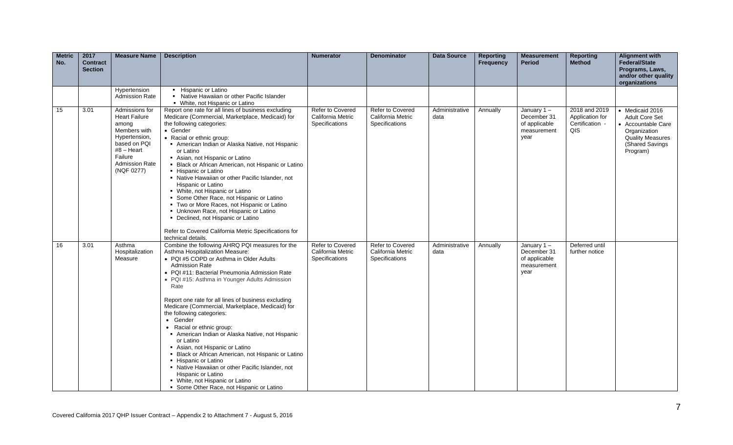| Metric No. | 2017 Contract Section | Measure Name | Description | Numerator | Denominator | Data Source | Reporting Frequency | Measurement Period | Reporting Method | Alignment with Federal/State Programs, Laws, and/or other quality organizations |
|---|---|---|---|---|---|---|---|---|---|---|
| | | Hypertension Admission Rate | ▪ Hispanic or Latino<br>▪ Native Hawaiian or other Pacific Islander<br>▪ White, not Hispanic or Latino | | | | | | | |
| 15 | 3.01 | Admissions for Heart Failure among Members with Hypertension, based on PQI #8 – Heart Failure Admission Rate (NQF 0277) | Report one rate for all lines of business excluding Medicare (Commercial, Marketplace, Medicaid) for the following categories:<br>• Gender<br>• Racial or ethnic group:<br>▪ American Indian or Alaska Native, not Hispanic or Latino<br>▪ Asian, not Hispanic or Latino<br>▪ Black or African American, not Hispanic or Latino<br>▪ Hispanic or Latino<br>▪ Native Hawaiian or other Pacific Islander, not Hispanic or Latino<br>▪ White, not Hispanic or Latino<br>▪ Some Other Race, not Hispanic or Latino<br>▪ Two or More Races, not Hispanic or Latino<br>▪ Unknown Race, not Hispanic or Latino<br>▪ Declined, not Hispanic or Latino<br><br>Refer to Covered California Metric Specifications for technical details. | Refer to Covered California Metric Specifications | Refer to Covered California Metric Specifications | Administrative data | Annually | January 1 – December 31 of applicable measurement year | 2018 and 2019 Application for Certification - QIS | • Medicaid 2016 Adult Core Set<br>• Accountable Care Organization Quality Measures (Shared Savings Program) |
| 16 | 3.01 | Asthma Hospitalization Measure | Combine the following AHRQ PQI measures for the Asthma Hospitalization Measure:<br>• PQI #5 COPD or Asthma in Older Adults Admission Rate<br>• PQI #11: Bacterial Pneumonia Admission Rate<br>• PQI #15: Asthma in Younger Adults Admission Rate<br><br>Report one rate for all lines of business excluding Medicare (Commercial, Marketplace, Medicaid) for the following categories:<br>• Gender<br>• Racial or ethnic group:<br>▪ American Indian or Alaska Native, not Hispanic or Latino<br>▪ Asian, not Hispanic or Latino<br>▪ Black or African American, not Hispanic or Latino<br>▪ Hispanic or Latino<br>▪ Native Hawaiian or other Pacific Islander, not Hispanic or Latino<br>▪ White, not Hispanic or Latino<br>▪ Some Other Race, not Hispanic or Latino | Refer to Covered California Metric Specifications | Refer to Covered California Metric Specifications | Administrative data | Annually | January 1 – December 31 of applicable measurement year | Deferred until further notice | |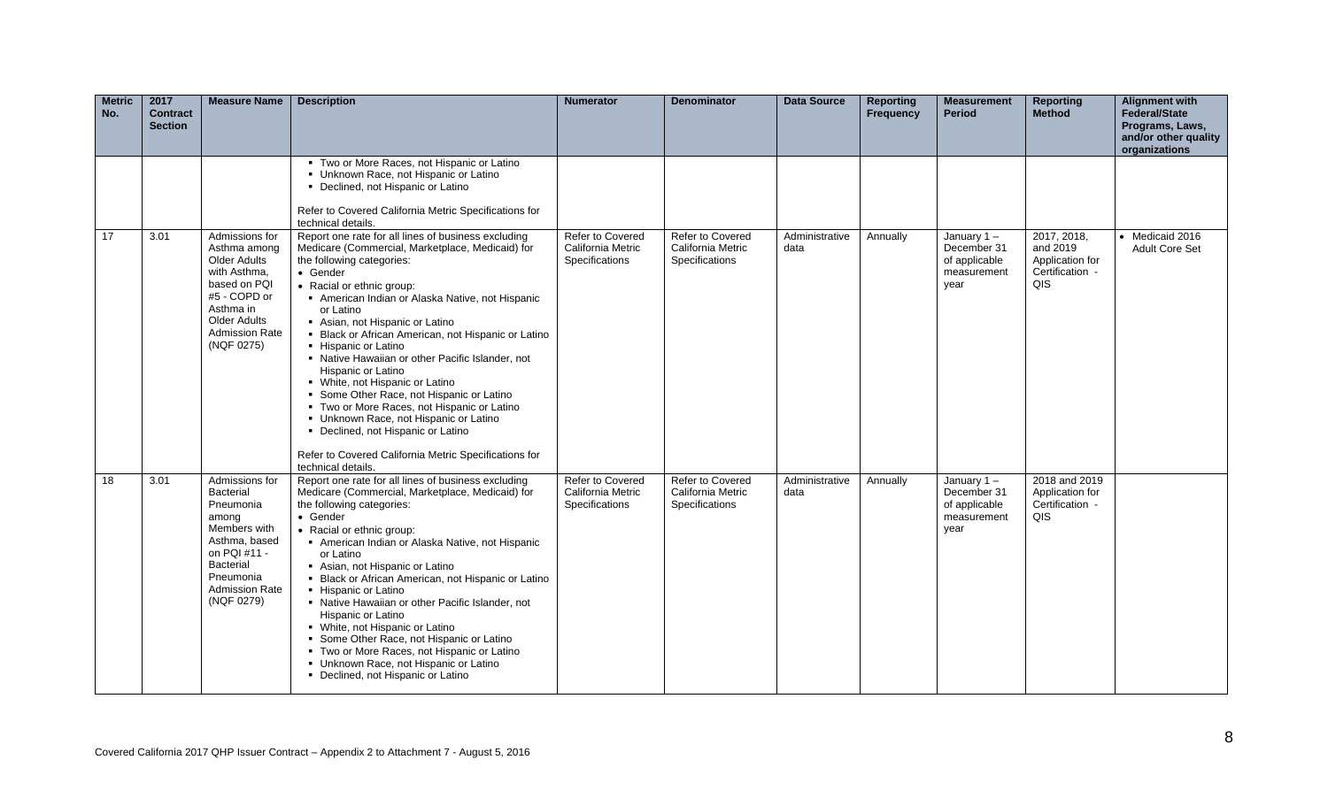| Metric No. | 2017 Contract Section | Measure Name | Description | Numerator | Denominator | Data Source | Reporting Frequency | Measurement Period | Reporting Method | Alignment with Federal/State Programs, Laws, and/or other quality organizations |
|---|---|---|---|---|---|---|---|---|---|---|
| | | | ▪ Two or More Races, not Hispanic or Latino<br>▪ Unknown Race, not Hispanic or Latino<br>▪ Declined, not Hispanic or Latino<br><br>Refer to Covered California Metric Specifications for technical details. | | | | | | | |
| 17 | 3.01 | Admissions for Asthma among Older Adults with Asthma, based on PQI #5 - COPD or Asthma in Older Adults Admission Rate (NQF 0275) | Report one rate for all lines of business excluding Medicare (Commercial, Marketplace, Medicaid) for the following categories:<br>• Gender<br>• Racial or ethnic group:<br>▪ American Indian or Alaska Native, not Hispanic or Latino<br>▪ Asian, not Hispanic or Latino<br>▪ Black or African American, not Hispanic or Latino<br>▪ Hispanic or Latino<br>▪ Native Hawaiian or other Pacific Islander, not Hispanic or Latino<br>▪ White, not Hispanic or Latino<br>▪ Some Other Race, not Hispanic or Latino<br>▪ Two or More Races, not Hispanic or Latino<br>▪ Unknown Race, not Hispanic or Latino<br>▪ Declined, not Hispanic or Latino<br><br>Refer to Covered California Metric Specifications for technical details. | Refer to Covered California Metric Specifications | Refer to Covered California Metric Specifications | Administrative data | Annually | January 1 – December 31 of applicable measurement year | 2017, 2018, and 2019 Application for Certification - QIS | • Medicaid 2016 Adult Core Set |
| 18 | 3.01 | Admissions for Bacterial Pneumonia among Members with Asthma, based on PQI #11 - Bacterial Pneumonia Admission Rate (NQF 0279) | Report one rate for all lines of business excluding Medicare (Commercial, Marketplace, Medicaid) for the following categories:<br>• Gender<br>• Racial or ethnic group:<br>▪ American Indian or Alaska Native, not Hispanic or Latino<br>▪ Asian, not Hispanic or Latino<br>▪ Black or African American, not Hispanic or Latino<br>▪ Hispanic or Latino<br>▪ Native Hawaiian or other Pacific Islander, not Hispanic or Latino<br>▪ White, not Hispanic or Latino<br>▪ Some Other Race, not Hispanic or Latino<br>▪ Two or More Races, not Hispanic or Latino<br>▪ Unknown Race, not Hispanic or Latino<br>▪ Declined, not Hispanic or Latino | Refer to Covered California Metric Specifications | Refer to Covered California Metric Specifications | Administrative data | Annually | January 1 – December 31 of applicable measurement year | 2018 and 2019 Application for Certification - QIS | |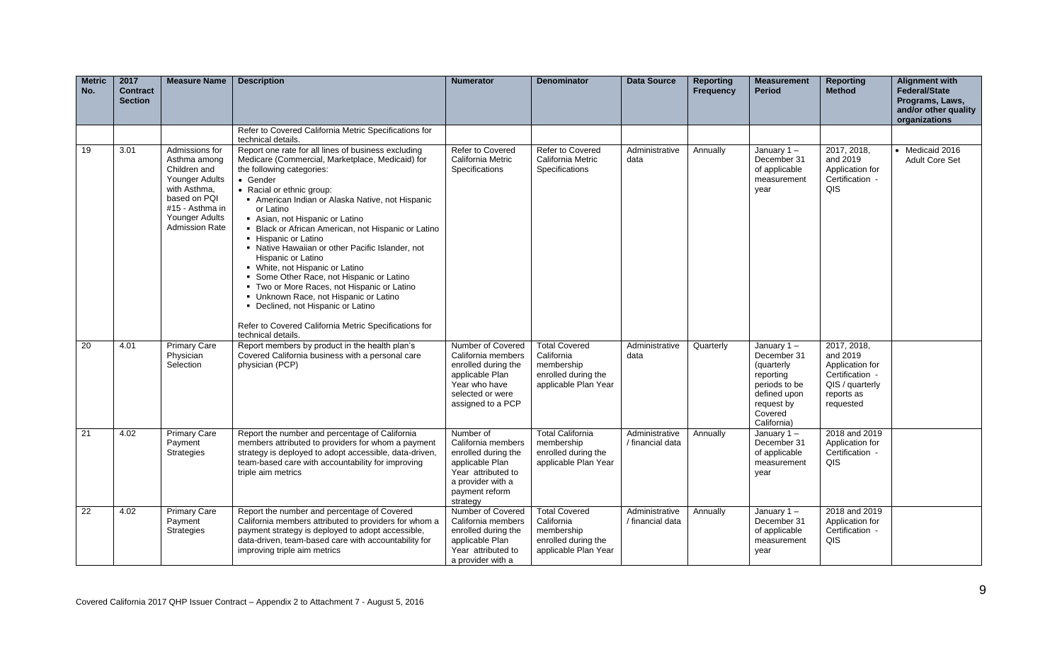| Metric No. | 2017 Contract Section | Measure Name | Description | Numerator | Denominator | Data Source | Reporting Frequency | Measurement Period | Reporting Method | Alignment with Federal/State Programs, Laws, and/or other quality organizations |
|---|---|---|---|---|---|---|---|---|---|---|
| | | | Refer to Covered California Metric Specifications for technical details. | | | | | | | |
| 19 | 3.01 | Admissions for Asthma among Children and Younger Adults with Asthma, based on PQI #15 - Asthma in Younger Adults Admission Rate | Report one rate for all lines of business excluding Medicare (Commercial, Marketplace, Medicaid) for the following categories:<br>• Gender<br>• Racial or ethnic group:<br>▪ American Indian or Alaska Native, not Hispanic or Latino<br>▪ Asian, not Hispanic or Latino<br>▪ Black or African American, not Hispanic or Latino<br>▪ Hispanic or Latino<br>▪ Native Hawaiian or other Pacific Islander, not Hispanic or Latino<br>▪ White, not Hispanic or Latino<br>▪ Some Other Race, not Hispanic or Latino<br>▪ Two or More Races, not Hispanic or Latino<br>▪ Unknown Race, not Hispanic or Latino<br>▪ Declined, not Hispanic or Latino<br><br>Refer to Covered California Metric Specifications for technical details. | Refer to Covered California Metric Specifications | Refer to Covered California Metric Specifications | Administrative data | Annually | January 1 – December 31 of applicable measurement year | 2017, 2018, and 2019 Application for Certification - QIS | • Medicaid 2016 Adult Core Set |
| 20 | 4.01 | Primary Care Physician Selection | Report members by product in the health plan's Covered California business with a personal care physician (PCP) | Number of Covered California members enrolled during the applicable Plan Year who have selected or were assigned to a PCP | Total Covered California membership enrolled during the applicable Plan Year | Administrative data | Quarterly | January 1 – December 31 (quarterly reporting periods to be defined upon request by Covered California) | 2017, 2018, and 2019 Application for Certification - QIS / quarterly reports as requested | |
| 21 | 4.02 | Primary Care Payment Strategies | Report the number and percentage of California members attributed to providers for whom a payment strategy is deployed to adopt accessible, data-driven, team-based care with accountability for improving triple aim metrics | Number of California members enrolled during the applicable Plan Year attributed to a provider with a payment reform strategy | Total California membership enrolled during the applicable Plan Year | Administrative / financial data | Annually | January 1 – December 31 of applicable measurement year | 2018 and 2019 Application for Certification - QIS | |
| 22 | 4.02 | Primary Care Payment Strategies | Report the number and percentage of Covered California members attributed to providers for whom a payment strategy is deployed to adopt accessible, data-driven, team-based care with accountability for improving triple aim metrics | Number of Covered California members enrolled during the applicable Plan Year attributed to a provider with a | Total Covered California membership enrolled during the applicable Plan Year | Administrative / financial data | Annually | January 1 – December 31 of applicable measurement year | 2018 and 2019 Application for Certification - QIS | |

Covered California 2017 QHP Issuer Contract – Appendix 2 to Attachment 7 - August 5, 2016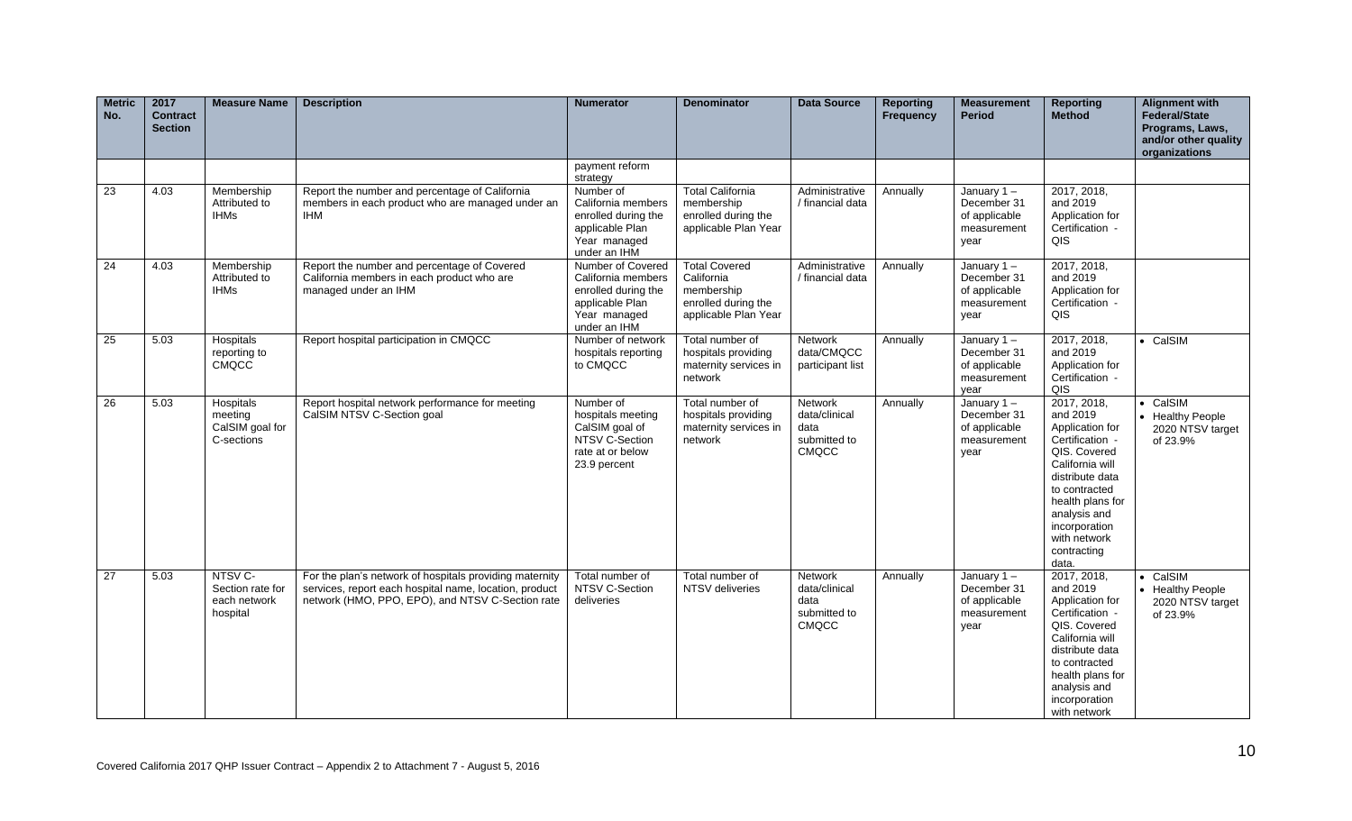| Metric No. | 2017 Contract Section | Measure Name | Description | Numerator | Denominator | Data Source | Reporting Frequency | Measurement Period | Reporting Method | Alignment with Federal/State Programs, Laws, and/or other quality organizations |
|---|---|---|---|---|---|---|---|---|---|---|
| | | | | payment reform strategy | | | | | | |
| 23 | 4.03 | Membership Attributed to IHMs | Report the number and percentage of California members in each product who are managed under an IHM | Number of California members enrolled during the applicable Plan Year managed under an IHM | Total California membership enrolled during the applicable Plan Year | Administrative / financial data | Annually | January 1 – December 31 of applicable measurement year | 2017, 2018, and 2019 Application for Certification - QIS | |
| 24 | 4.03 | Membership Attributed to IHMs | Report the number and percentage of Covered California members in each product who are managed under an IHM | Number of Covered California members enrolled during the applicable Plan Year managed under an IHM | Total Covered California membership enrolled during the applicable Plan Year | Administrative / financial data | Annually | January 1 – December 31 of applicable measurement year | 2017, 2018, and 2019 Application for Certification - QIS | |
| 25 | 5.03 | Hospitals reporting to CMQCC | Report hospital participation in CMQCC | Number of network hospitals reporting to CMQCC | Total number of hospitals providing maternity services in network | Network data/CMQCC participant list | Annually | January 1 – December 31 of applicable measurement year | 2017, 2018, and 2019 Application for Certification - QIS | • CalSIM |
| 26 | 5.03 | Hospitals meeting CalSIM goal for C-sections | Report hospital network performance for meeting CalSIM NTSV C-Section goal | Number of hospitals meeting CalSIM goal of NTSV C-Section rate at or below 23.9 percent | Total number of hospitals providing maternity services in network | Network data/clinical data submitted to CMQCC | Annually | January 1 – December 31 of applicable measurement year | 2017, 2018, and 2019 Application for Certification - QIS. Covered California will distribute data to contracted health plans for analysis and incorporation with network contracting data. | • CalSIM<br>• Healthy People 2020 NTSV target of 23.9% |
| 27 | 5.03 | NTSV C-Section rate for each network hospital | For the plan's network of hospitals providing maternity services, report each hospital name, location, product network (HMO, PPO, EPO), and NTSV C-Section rate | Total number of NTSV C-Section deliveries | Total number of NTSV deliveries | Network data/clinical data submitted to CMQCC | Annually | January 1 – December 31 of applicable measurement year | 2017, 2018, and 2019 Application for Certification - QIS. Covered California will distribute data to contracted health plans for analysis and incorporation with network | • CalSIM<br>• Healthy People 2020 NTSV target of 23.9% |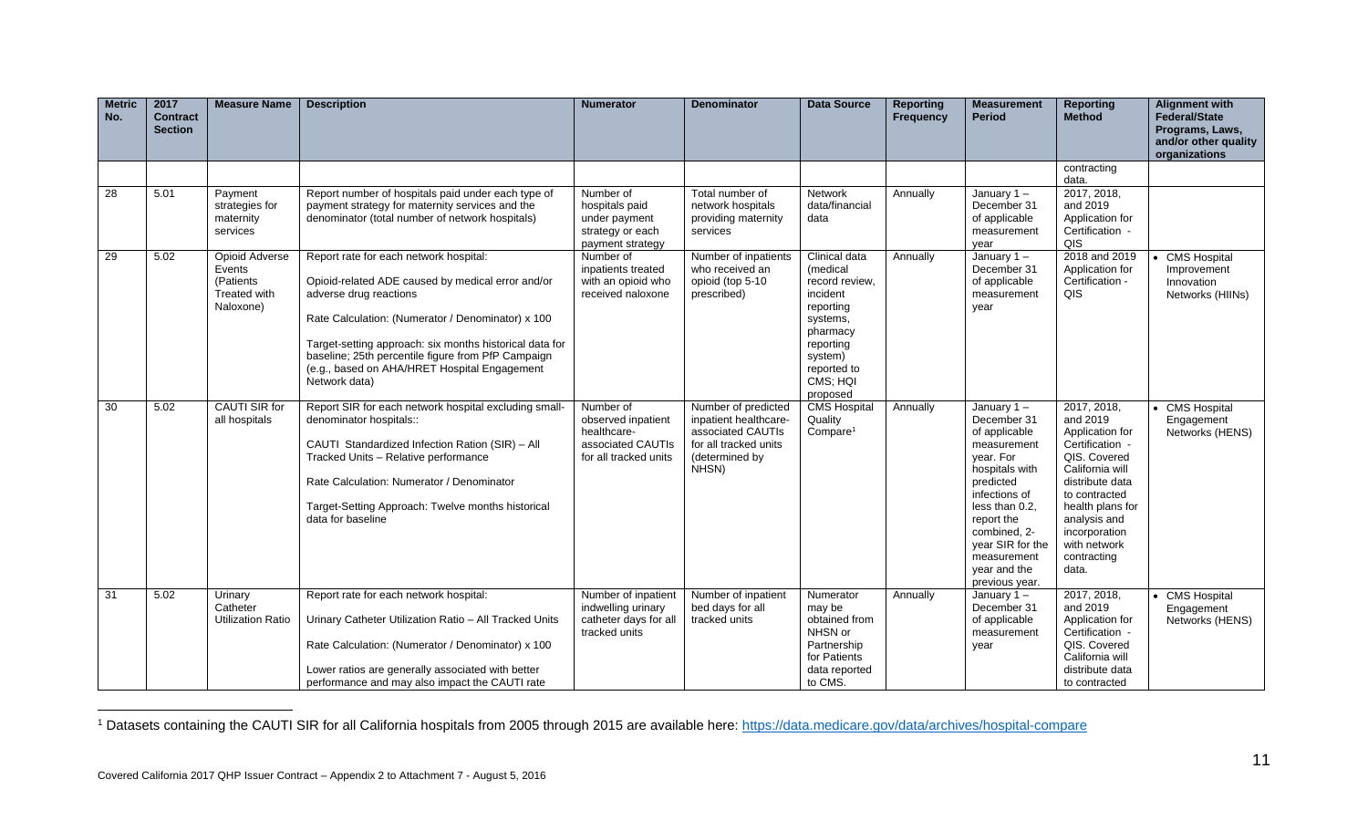| Metric No. | 2017 Contract Section | Measure Name | Description | Numerator | Denominator | Data Source | Reporting Frequency | Measurement Period | Reporting Method | Alignment with Federal/State Programs, Laws, and/or other quality organizations |
|---|---|---|---|---|---|---|---|---|---|---|
| | | | | | | | | | contracting data. | |
| 28 | 5.01 | Payment strategies for maternity services | Report number of hospitals paid under each type of payment strategy for maternity services and the denominator (total number of network hospitals) | Number of hospitals paid under payment strategy or each payment strategy | Total number of network hospitals providing maternity services | Network data/financial data | Annually | January 1 – December 31 of applicable measurement year | 2017, 2018, and 2019 Application for Certification - QIS | |
| 29 | 5.02 | Opioid Adverse Events (Patients Treated with Naloxone) | Report rate for each network hospital:<br><br>Opioid-related ADE caused by medical error and/or adverse drug reactions<br><br>Rate Calculation: (Numerator / Denominator) x 100<br><br>Target-setting approach: six months historical data for baseline; 25th percentile figure from PfP Campaign (e.g., based on AHA/HRET Hospital Engagement Network data) | Number of inpatients treated with an opioid who received naloxone | Number of inpatients who received an opioid (top 5-10 prescribed) | Clinical data (medical record review, incident reporting systems, pharmacy reporting system) reported to CMS; HQI proposed | Annually | January 1 – December 31 of applicable measurement year | 2018 and 2019 Application for Certification - QIS | • CMS Hospital Improvement Innovation Networks (HIINs) |
| 30 | 5.02 | CAUTI SIR for all hospitals | Report SIR for each network hospital excluding small-denominator hospitals::<br><br>CAUTI Standardized Infection Ration (SIR) – All Tracked Units – Relative performance<br><br>Rate Calculation: Numerator / Denominator<br><br>Target-Setting Approach: Twelve months historical data for baseline | Number of observed inpatient healthcare-associated CAUTIs for all tracked units | Number of predicted inpatient healthcare-associated CAUTIs for all tracked units (determined by NHSN) | CMS Hospital Quality Compare[1] | Annually | January 1 – December 31 of applicable measurement year. For hospitals with predicted infections of less than 0.2, report the combined, 2-year SIR for the measurement year and the previous year. | 2017, 2018, and 2019 Application for Certification - QIS. Covered California will distribute data to contracted health plans for analysis and incorporation with network contracting data. | • CMS Hospital Engagement Networks (HENS) |
| 31 | 5.02 | Urinary Catheter Utilization Ratio | Report rate for each network hospital:<br><br>Urinary Catheter Utilization Ratio – All Tracked Units<br><br>Rate Calculation: (Numerator / Denominator) x 100<br><br>Lower ratios are generally associated with better performance and may also impact the CAUTI rate | Number of inpatient indwelling urinary catheter days for all tracked units | Number of inpatient bed days for all tracked units | Numerator may be obtained from NHSN or Partnership for Patients data reported to CMS. | Annually | January 1 – December 31 of applicable measurement year | 2017, 2018, and 2019 Application for Certification - QIS. Covered California will distribute data to contracted | • CMS Hospital Engagement Networks (HENS) |

[1] Datasets containing the CAUTI SIR for all California hospitals from 2005 through 2015 are available here: https://data.medicare.gov/data/archives/hospital-compare

Covered California 2017 QHP Issuer Contract – Appendix 2 to Attachment 7 - August 5, 2016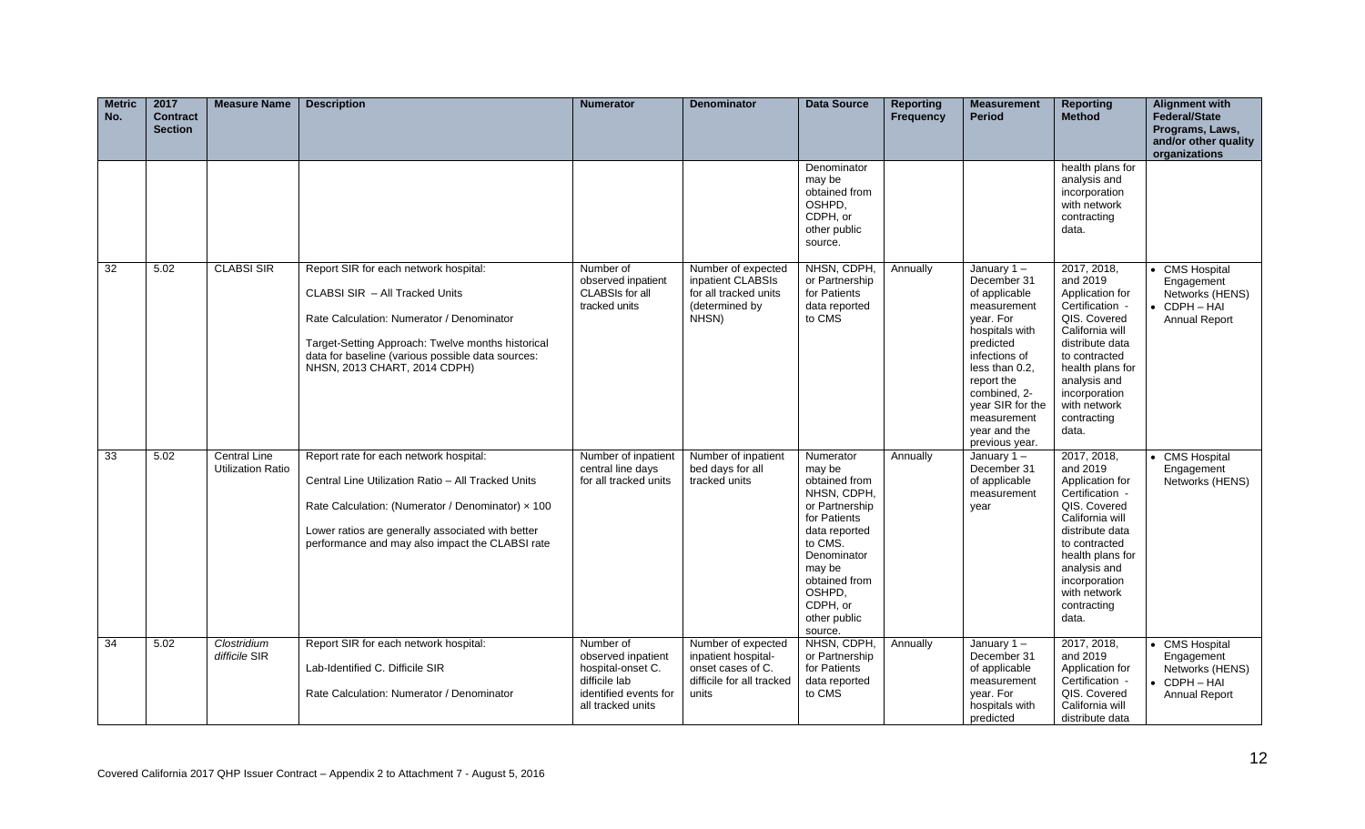| Metric No. | 2017 Contract Section | Measure Name | Description | Numerator | Denominator | Data Source | Reporting Frequency | Measurement Period | Reporting Method | Alignment with Federal/State Programs, Laws, and/or other quality organizations |
|---|---|---|---|---|---|---|---|---|---|---|
| | | | | | | Denominator may be obtained from OSHPD, CDPH, or other public source. | | | health plans for analysis and incorporation with network contracting data. | |
| 32 | 5.02 | CLABSI SIR | Report SIR for each network hospital:<br><br>CLABSI SIR – All Tracked Units<br><br>Rate Calculation: Numerator / Denominator<br><br>Target-Setting Approach: Twelve months historical data for baseline (various possible data sources: NHSN, 2013 CHART, 2014 CDPH) | Number of observed inpatient CLABSIs for all tracked units | Number of expected inpatient CLABSIs for all tracked units (determined by NHSN) | NHSN, CDPH, or Partnership for Patients data reported to CMS | Annually | January 1 – December 31 of applicable measurement year. For hospitals with predicted infections of less than 0.2, report the combined, 2-year SIR for the measurement year and the previous year. | 2017, 2018, and 2019 Application for Certification - QIS. Covered California will distribute data to contracted health plans for analysis and incorporation with network contracting data. | • CMS Hospital Engagement Networks (HENS)<br>• CDPH – HAI Annual Report |
| 33 | 5.02 | Central Line Utilization Ratio | Report rate for each network hospital:<br><br>Central Line Utilization Ratio – All Tracked Units<br><br>Rate Calculation: (Numerator / Denominator) × 100<br><br>Lower ratios are generally associated with better performance and may also impact the CLABSI rate | Number of inpatient central line days for all tracked units | Number of inpatient bed days for all tracked units | Numerator may be obtained from NHSN, CDPH, or Partnership for Patients data reported to CMS. Denominator may be obtained from OSHPD, CDPH, or other public source. | Annually | January 1 – December 31 of applicable measurement year | 2017, 2018, and 2019 Application for Certification - QIS. Covered California will distribute data to contracted health plans for analysis and incorporation with network contracting data. | • CMS Hospital Engagement Networks (HENS) |
| 34 | 5.02 | *Clostridium difficile* SIR | Report SIR for each network hospital:<br><br>Lab-Identified C. Difficile SIR<br><br>Rate Calculation: Numerator / Denominator | Number of observed inpatient hospital-onset C. difficile lab identified events for all tracked units | Number of expected inpatient hospital-onset cases of C. difficile for all tracked units | NHSN, CDPH, or Partnership for Patients data reported to CMS | Annually | January 1 – December 31 of applicable measurement year. For hospitals with predicted | 2017, 2018, and 2019 Application for Certification - QIS. Covered California will distribute data | • CMS Hospital Engagement Networks (HENS)<br>• CDPH – HAI Annual Report |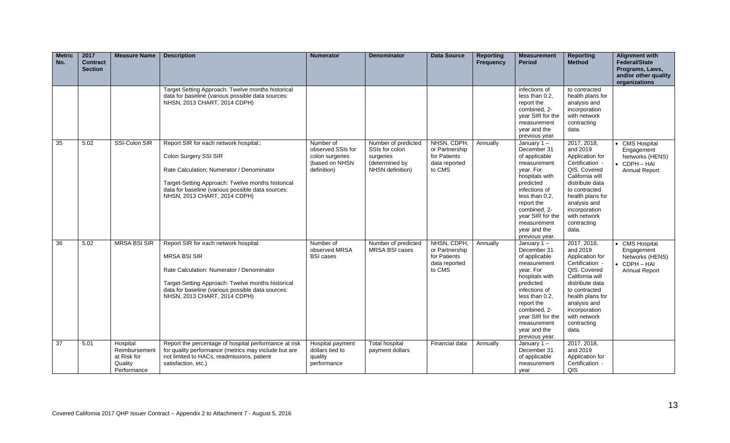| Metric No. | 2017 Contract Section | Measure Name | Description | Numerator | Denominator | Data Source | Reporting Frequency | Measurement Period | Reporting Method | Alignment with Federal/State Programs, Laws, and/or other quality organizations |
|---|---|---|---|---|---|---|---|---|---|---|
| | | | Target Setting Approach: Twelve months historical data for baseline (various possible data sources: NHSN, 2013 CHART, 2014 CDPH) | | | | | infections of less than 0.2, report the combined, 2-year SIR for the measurement year and the previous year. | to contracted health plans for analysis and incorporation with network contracting data. | |
| 35 | 5.02 | SSI-Colon SIR | Report SIR for each network hospital:: Colon Surgery SSI SIR Rate Calculation: Numerator / Denominator Target-Setting Approach: Twelve months historical data for baseline (various possible data sources: NHSN, 2013 CHART, 2014 CDPH) | Number of observed SSIs for colon surgeries (based on NHSN definition) | Number of predicted SSIs for colon surgeries (determined by NHSN definition) | NHSN, CDPH, or Partnership for Patients data reported to CMS | Annually | January 1 – December 31 of applicable measurement year. For hospitals with predicted infections of less than 0.2, report the combined, 2-year SIR for the measurement year and the previous year. | 2017, 2018, and 2019 Application for Certification - QIS. Covered California will distribute data to contracted health plans for analysis and incorporation with network contracting data. | • CMS Hospital Engagement Networks (HENS) • CDPH – HAI Annual Report |
| 36 | 5.02 | MRSA BSI SIR | Report SIR for each network hospital: MRSA BSI SIR Rate Calculation: Numerator / Denominator Target-Setting Approach: Twelve months historical data for baseline (various possible data sources: NHSN, 2013 CHART, 2014 CDPH) | Number of observed MRSA BSI cases | Number of predicted MRSA BSI cases | NHSN, CDPH, or Partnership for Patients data reported to CMS | Annually | January 1 – December 31 of applicable measurement year. For hospitals with predicted infections of less than 0.2, report the combined, 2-year SIR for the measurement year and the previous year. | 2017, 2018, and 2019 Application for Certification - QIS. Covered California will distribute data to contracted health plans for analysis and incorporation with network contracting data. | • CMS Hospital Engagement Networks (HENS) • CDPH – HAI Annual Report |
| 37 | 5.01 | Hospital Reimbursement at Risk for Quality Performance | Report the percentage of hospital performance at risk for quality performance (metrics may include but are not limited to HACs, readmissions, patient satisfaction, etc.) | Hospital payment dollars tied to quality performance | Total hospital payment dollars | Financial data | Annually | January 1 – December 31 of applicable measurement year | 2017, 2018, and 2019 Application for Certification - QIS | |

Covered California 2017 QHP Issuer Contract – Appendix 2 to Attachment 7 - August 5, 2016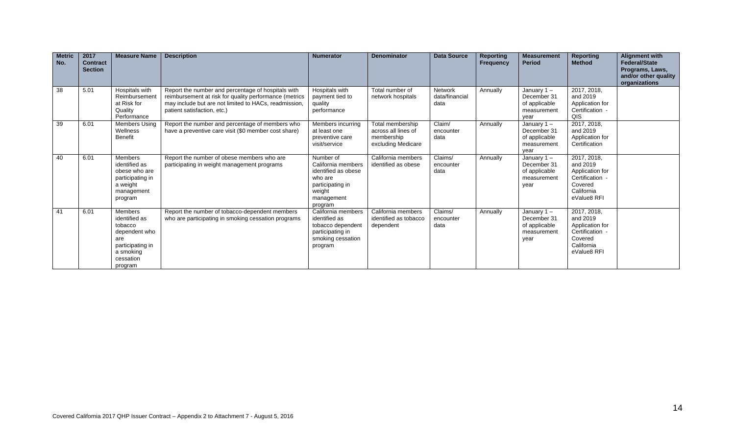| Metric No. | 2017 Contract Section | Measure Name | Description | Numerator | Denominator | Data Source | Reporting Frequency | Measurement Period | Reporting Method | Alignment with Federal/State Programs, Laws, and/or other quality organizations |
|---|---|---|---|---|---|---|---|---|---|---|
| 38 | 5.01 | Hospitals with Reimbursement at Risk for Quality Performance | Report the number and percentage of hospitals with reimbursement at risk for quality performance (metrics may include but are not limited to HACs, readmission, patient satisfaction, etc.) | Hospitals with payment tied to quality performance | Total number of network hospitals | Network data/financial data | Annually | January 1 – December 31 of applicable measurement year | 2017, 2018, and 2019 Application for Certification - QIS | |
| 39 | 6.01 | Members Using Wellness Benefit | Report the number and percentage of members who have a preventive care visit ($0 member cost share) | Members incurring at least one preventive care visit/service | Total membership across all lines of membership excluding Medicare | Claim/ encounter data | Annually | January 1 – December 31 of applicable measurement year | 2017, 2018, and 2019 Application for Certification | |
| 40 | 6.01 | Members identified as obese who are participating in a weight management program | Report the number of obese members who are participating in weight management programs | Number of California members identified as obese who are participating in weight management program | California members identified as obese | Claims/ encounter data | Annually | January 1 – December 31 of applicable measurement year | 2017, 2018, and 2019 Application for Certification - Covered California eValue8 RFI | |
| 41 | 6.01 | Members identified as tobacco dependent who are participating in a smoking cessation program | Report the number of tobacco-dependent members who are participating in smoking cessation programs | California members identified as tobacco dependent participating in smoking cessation program | California members identified as tobacco dependent | Claims/ encounter data | Annually | January 1 – December 31 of applicable measurement year | 2017, 2018, and 2019 Application for Certification - Covered California eValue8 RFI | |

Covered California 2017 QHP Issuer Contract – Appendix 2 to Attachment 7 - August 5, 2016